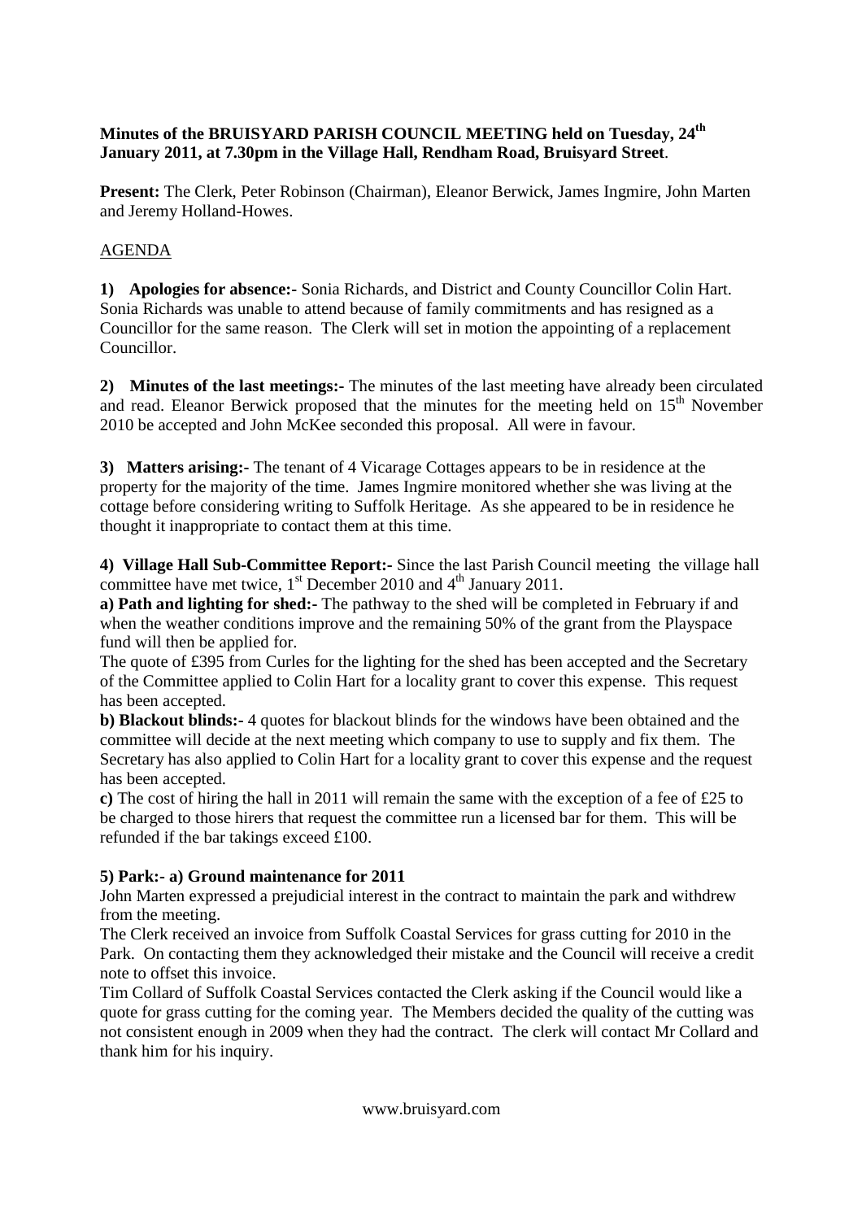**Minutes of the BRUISYARD PARISH COUNCIL MEETING held on Tuesday, 24th January 2011, at 7.30pm in the Village Hall, Rendham Road, Bruisyard Street**.

**Present:** The Clerk, Peter Robinson (Chairman), Eleanor Berwick, James Ingmire, John Marten and Jeremy Holland-Howes.

AGENDA

**1) Apologies for absence:-** Sonia Richards, and District and County Councillor Colin Hart. Sonia Richards was unable to attend because of family commitments and has resigned as a Councillor for the same reason. The Clerk will set in motion the appointing of a replacement Councillor.

**2) Minutes of the last meetings:-** The minutes of the last meeting have already been circulated and read. Eleanor Berwick proposed that the minutes for the meeting held on 15th November 2010 be accepted and John McKee seconded this proposal. All were in favour.

**3) Matters arising:-** The tenant of 4 Vicarage Cottages appears to be in residence at the property for the majority of the time. James Ingmire monitored whether she was living at the cottage before considering writing to Suffolk Heritage. As she appeared to be in residence he thought it inappropriate to contact them at this time.

**4) Village Hall Sub-Committee Report:-** Since the last Parish Council meeting the village hall committee have met twice, 1st December 2010 and 4th January 2011.

**a) Path and lighting for shed:-** The pathway to the shed will be completed in February if and when the weather conditions improve and the remaining 50% of the grant from the Playspace fund will then be applied for.

The quote of £395 from Curles for the lighting for the shed has been accepted and the Secretary of the Committee applied to Colin Hart for a locality grant to cover this expense. This request has been accepted.

**b) Blackout blinds:-** 4 quotes for blackout blinds for the windows have been obtained and the committee will decide at the next meeting which company to use to supply and fix them. The Secretary has also applied to Colin Hart for a locality grant to cover this expense and the request has been accepted.

**c)** The cost of hiring the hall in 2011 will remain the same with the exception of a fee of £25 to be charged to those hirers that request the committee run a licensed bar for them. This will be refunded if the bar takings exceed £100.

**5) Park:- a) Ground maintenance for 2011**

John Marten expressed a prejudicial interest in the contract to maintain the park and withdrew from the meeting.

The Clerk received an invoice from Suffolk Coastal Services for grass cutting for 2010 in the Park. On contacting them they acknowledged their mistake and the Council will receive a credit note to offset this invoice.

Tim Collard of Suffolk Coastal Services contacted the Clerk asking if the Council would like a quote for grass cutting for the coming year. The Members decided the quality of the cutting was not consistent enough in 2009 when they had the contract. The clerk will contact Mr Collard and thank him for his inquiry.

www.bruisyard.com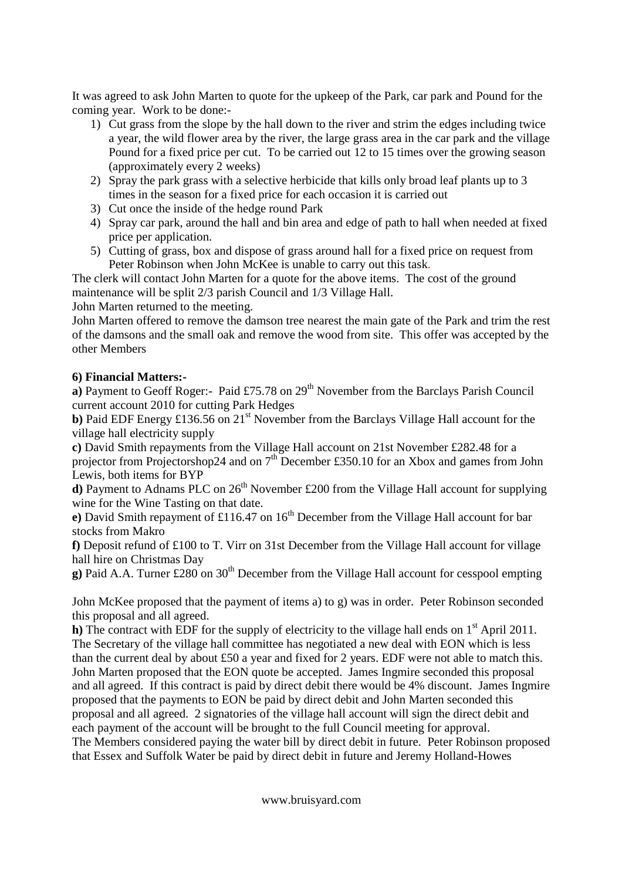It was agreed to ask John Marten to quote for the upkeep of the Park, car park and Pound for the coming year. Work to be done:-

1) Cut grass from the slope by the hall down to the river and strim the edges including twice a year, the wild flower area by the river, the large grass area in the car park and the village Pound for a fixed price per cut. To be carried out 12 to 15 times over the growing season (approximately every 2 weeks)
2) Spray the park grass with a selective herbicide that kills only broad leaf plants up to 3 times in the season for a fixed price for each occasion it is carried out
3) Cut once the inside of the hedge round Park
4) Spray car park, around the hall and bin area and edge of path to hall when needed at fixed price per application.
5) Cutting of grass, box and dispose of grass around hall for a fixed price on request from Peter Robinson when John McKee is unable to carry out this task.

The clerk will contact John Marten for a quote for the above items. The cost of the ground maintenance will be split 2/3 parish Council and 1/3 Village Hall.

John Marten returned to the meeting.

John Marten offered to remove the damson tree nearest the main gate of the Park and trim the rest of the damsons and the small oak and remove the wood from site. This offer was accepted by the other Members

**6) Financial Matters:-**

**a)** Payment to Geoff Roger:- Paid £75.78 on 29th November from the Barclays Parish Council current account 2010 for cutting Park Hedges

**b)** Paid EDF Energy £136.56 on 21st November from the Barclays Village Hall account for the village hall electricity supply

**c)** David Smith repayments from the Village Hall account on 21st November £282.48 for a projector from Projectorshop24 and on 7th December £350.10 for an Xbox and games from John Lewis, both items for BYP

**d)** Payment to Adnams PLC on 26th November £200 from the Village Hall account for supplying wine for the Wine Tasting on that date.

**e)** David Smith repayment of £116.47 on 16th December from the Village Hall account for bar stocks from Makro

**f)** Deposit refund of £100 to T. Virr on 31st December from the Village Hall account for village hall hire on Christmas Day

**g)** Paid A.A. Turner £280 on 30th December from the Village Hall account for cesspool empting

John McKee proposed that the payment of items a) to g) was in order. Peter Robinson seconded this proposal and all agreed.

**h)** The contract with EDF for the supply of electricity to the village hall ends on 1st April 2011. The Secretary of the village hall committee has negotiated a new deal with EON which is less than the current deal by about £50 a year and fixed for 2 years. EDF were not able to match this. John Marten proposed that the EON quote be accepted. James Ingmire seconded this proposal and all agreed. If this contract is paid by direct debit there would be 4% discount. James Ingmire proposed that the payments to EON be paid by direct debit and John Marten seconded this proposal and all agreed. 2 signatories of the village hall account will sign the direct debit and each payment of the account will be brought to the full Council meeting for approval.

The Members considered paying the water bill by direct debit in future. Peter Robinson proposed that Essex and Suffolk Water be paid by direct debit in future and Jeremy Holland-Howes

www.bruisyard.com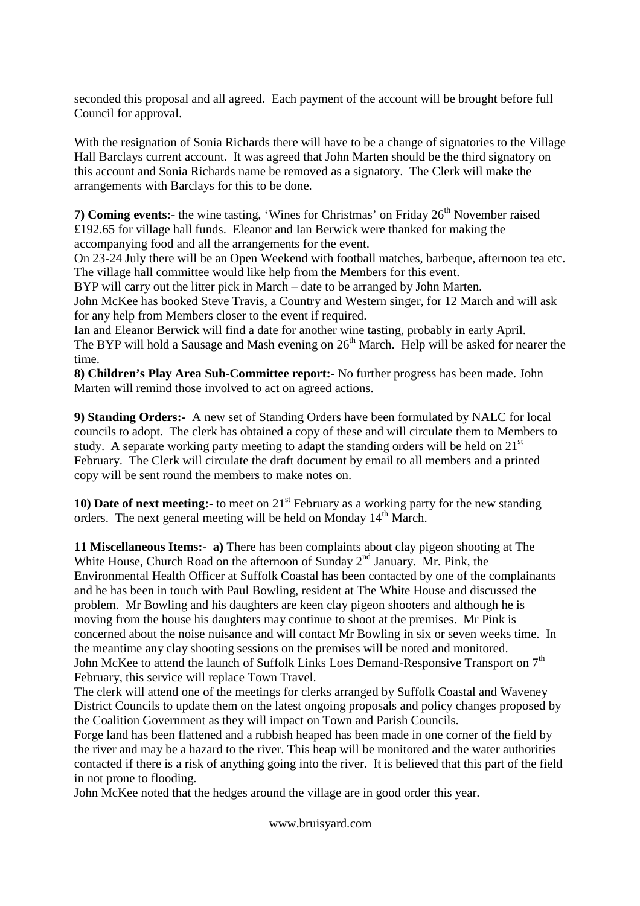seconded this proposal and all agreed. Each payment of the account will be brought before full Council for approval.

With the resignation of Sonia Richards there will have to be a change of signatories to the Village Hall Barclays current account. It was agreed that John Marten should be the third signatory on this account and Sonia Richards name be removed as a signatory. The Clerk will make the arrangements with Barclays for this to be done.

**7) Coming events:-** the wine tasting, 'Wines for Christmas' on Friday 26th November raised £192.65 for village hall funds. Eleanor and Ian Berwick were thanked for making the accompanying food and all the arrangements for the event.
On 23-24 July there will be an Open Weekend with football matches, barbeque, afternoon tea etc. The village hall committee would like help from the Members for this event.
BYP will carry out the litter pick in March – date to be arranged by John Marten.
John McKee has booked Steve Travis, a Country and Western singer, for 12 March and will ask for any help from Members closer to the event if required.
Ian and Eleanor Berwick will find a date for another wine tasting, probably in early April.
The BYP will hold a Sausage and Mash evening on 26th March. Help will be asked for nearer the time.

**8) Children's Play Area Sub-Committee report:-** No further progress has been made. John Marten will remind those involved to act on agreed actions.

**9) Standing Orders:-** A new set of Standing Orders have been formulated by NALC for local councils to adopt. The clerk has obtained a copy of these and will circulate them to Members to study. A separate working party meeting to adapt the standing orders will be held on 21st February. The Clerk will circulate the draft document by email to all members and a printed copy will be sent round the members to make notes on.

**10) Date of next meeting:-** to meet on 21st February as a working party for the new standing orders. The next general meeting will be held on Monday 14th March.

**11 Miscellaneous Items:- a)** There has been complaints about clay pigeon shooting at The White House, Church Road on the afternoon of Sunday 2nd January. Mr. Pink, the Environmental Health Officer at Suffolk Coastal has been contacted by one of the complainants and he has been in touch with Paul Bowling, resident at The White House and discussed the problem. Mr Bowling and his daughters are keen clay pigeon shooters and although he is moving from the house his daughters may continue to shoot at the premises. Mr Pink is concerned about the noise nuisance and will contact Mr Bowling in six or seven weeks time. In the meantime any clay shooting sessions on the premises will be noted and monitored.
John McKee to attend the launch of Suffolk Links Loes Demand-Responsive Transport on 7th February, this service will replace Town Travel.
The clerk will attend one of the meetings for clerks arranged by Suffolk Coastal and Waveney District Councils to update them on the latest ongoing proposals and policy changes proposed by the Coalition Government as they will impact on Town and Parish Councils.
Forge land has been flattened and a rubbish heaped has been made in one corner of the field by the river and may be a hazard to the river. This heap will be monitored and the water authorities contacted if there is a risk of anything going into the river. It is believed that this part of the field in not prone to flooding.
John McKee noted that the hedges around the village are in good order this year.

www.bruisyard.com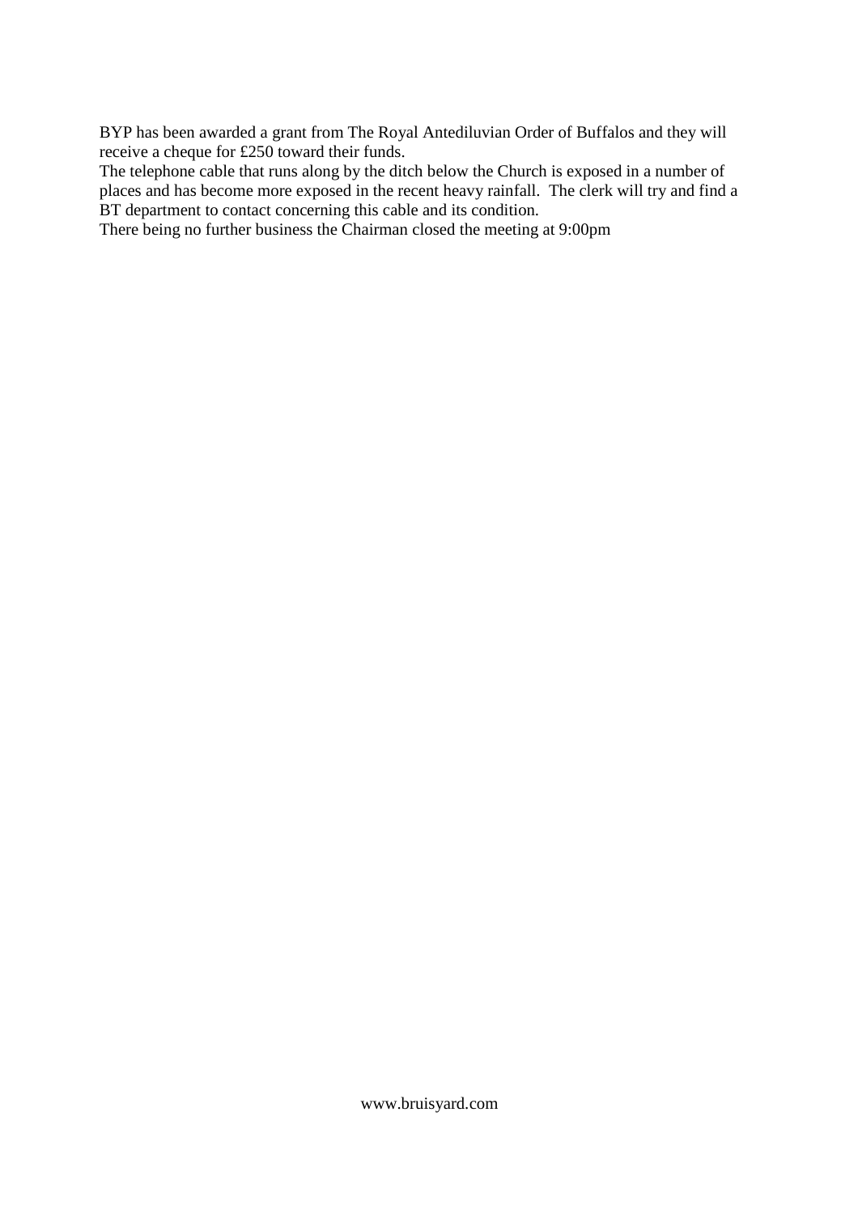BYP has been awarded a grant from The Royal Antediluvian Order of Buffalos and they will receive a cheque for £250 toward their funds.

The telephone cable that runs along by the ditch below the Church is exposed in a number of places and has become more exposed in the recent heavy rainfall. The clerk will try and find a BT department to contact concerning this cable and its condition.

There being no further business the Chairman closed the meeting at 9:00pm

www.bruisyard.com